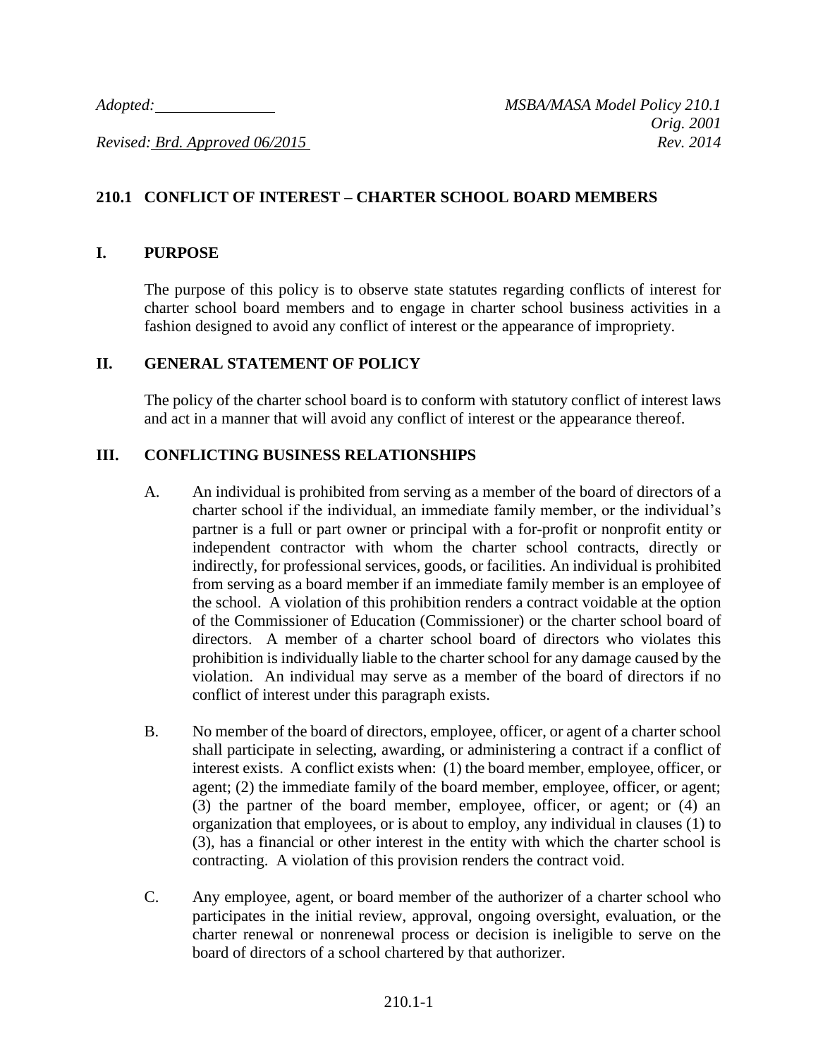*Adopted:* ______________  *MSBA/MASA Model Policy 210.1*
*Orig. 2001*
*Revised: Brd. Approved 06/2015*  *Rev. 2014*

## 210.1 CONFLICT OF INTEREST – CHARTER SCHOOL BOARD MEMBERS

### I. PURPOSE

The purpose of this policy is to observe state statutes regarding conflicts of interest for charter school board members and to engage in charter school business activities in a fashion designed to avoid any conflict of interest or the appearance of impropriety.

### II. GENERAL STATEMENT OF POLICY

The policy of the charter school board is to conform with statutory conflict of interest laws and act in a manner that will avoid any conflict of interest or the appearance thereof.

### III. CONFLICTING BUSINESS RELATIONSHIPS

A. An individual is prohibited from serving as a member of the board of directors of a charter school if the individual, an immediate family member, or the individual's partner is a full or part owner or principal with a for-profit or nonprofit entity or independent contractor with whom the charter school contracts, directly or indirectly, for professional services, goods, or facilities. An individual is prohibited from serving as a board member if an immediate family member is an employee of the school. A violation of this prohibition renders a contract voidable at the option of the Commissioner of Education (Commissioner) or the charter school board of directors. A member of a charter school board of directors who violates this prohibition is individually liable to the charter school for any damage caused by the violation. An individual may serve as a member of the board of directors if no conflict of interest under this paragraph exists.

B. No member of the board of directors, employee, officer, or agent of a charter school shall participate in selecting, awarding, or administering a contract if a conflict of interest exists. A conflict exists when: (1) the board member, employee, officer, or agent; (2) the immediate family of the board member, employee, officer, or agent; (3) the partner of the board member, employee, officer, or agent; or (4) an organization that employees, or is about to employ, any individual in clauses (1) to (3), has a financial or other interest in the entity with which the charter school is contracting. A violation of this provision renders the contract void.

C. Any employee, agent, or board member of the authorizer of a charter school who participates in the initial review, approval, ongoing oversight, evaluation, or the charter renewal or nonrenewal process or decision is ineligible to serve on the board of directors of a school chartered by that authorizer.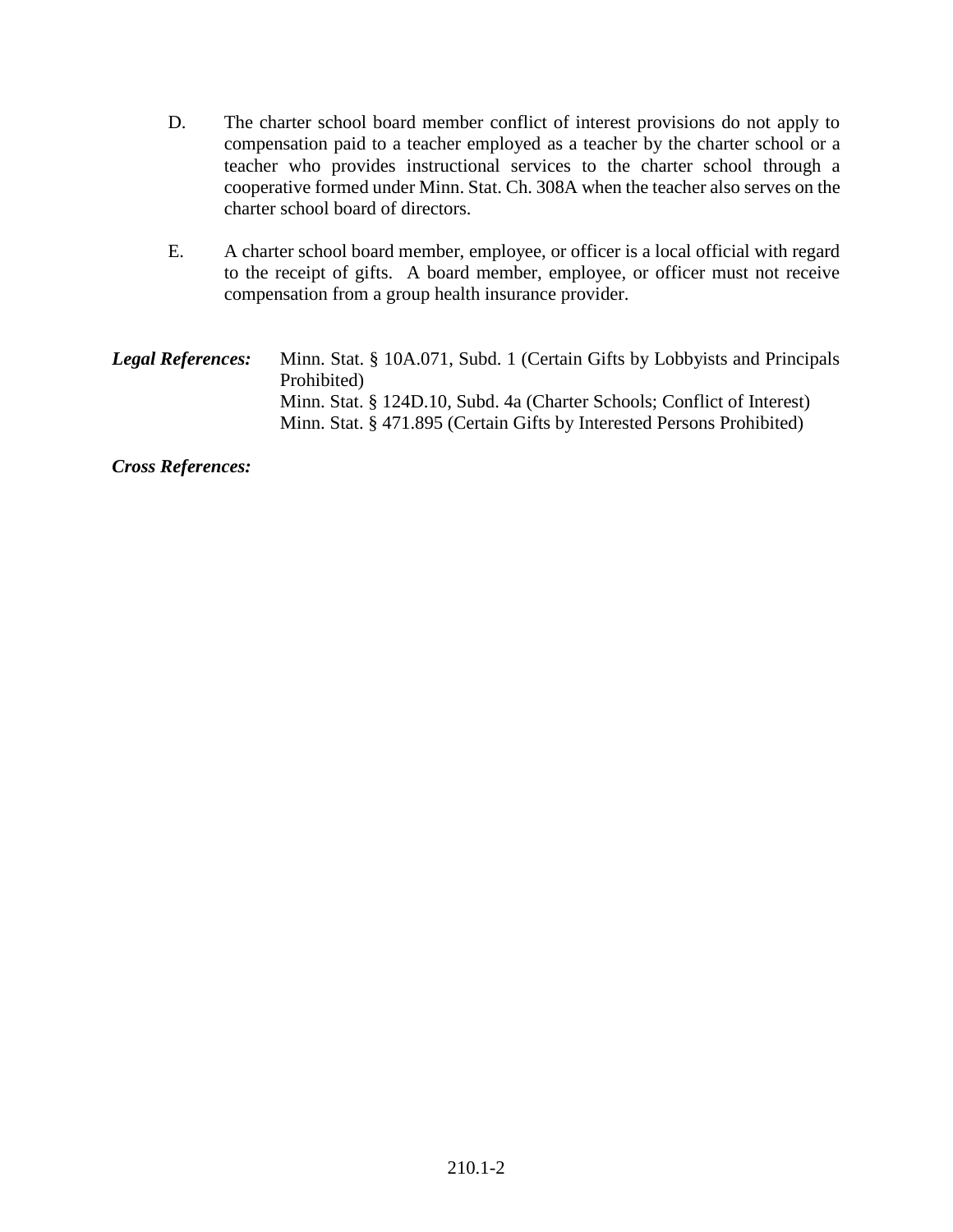D. The charter school board member conflict of interest provisions do not apply to compensation paid to a teacher employed as a teacher by the charter school or a teacher who provides instructional services to the charter school through a cooperative formed under Minn. Stat. Ch. 308A when the teacher also serves on the charter school board of directors.

E. A charter school board member, employee, or officer is a local official with regard to the receipt of gifts. A board member, employee, or officer must not receive compensation from a group health insurance provider.

***Legal References:*** Minn. Stat. § 10A.071, Subd. 1 (Certain Gifts by Lobbyists and Principals Prohibited)
Minn. Stat. § 124D.10, Subd. 4a (Charter Schools; Conflict of Interest)
Minn. Stat. § 471.895 (Certain Gifts by Interested Persons Prohibited)

***Cross References:***